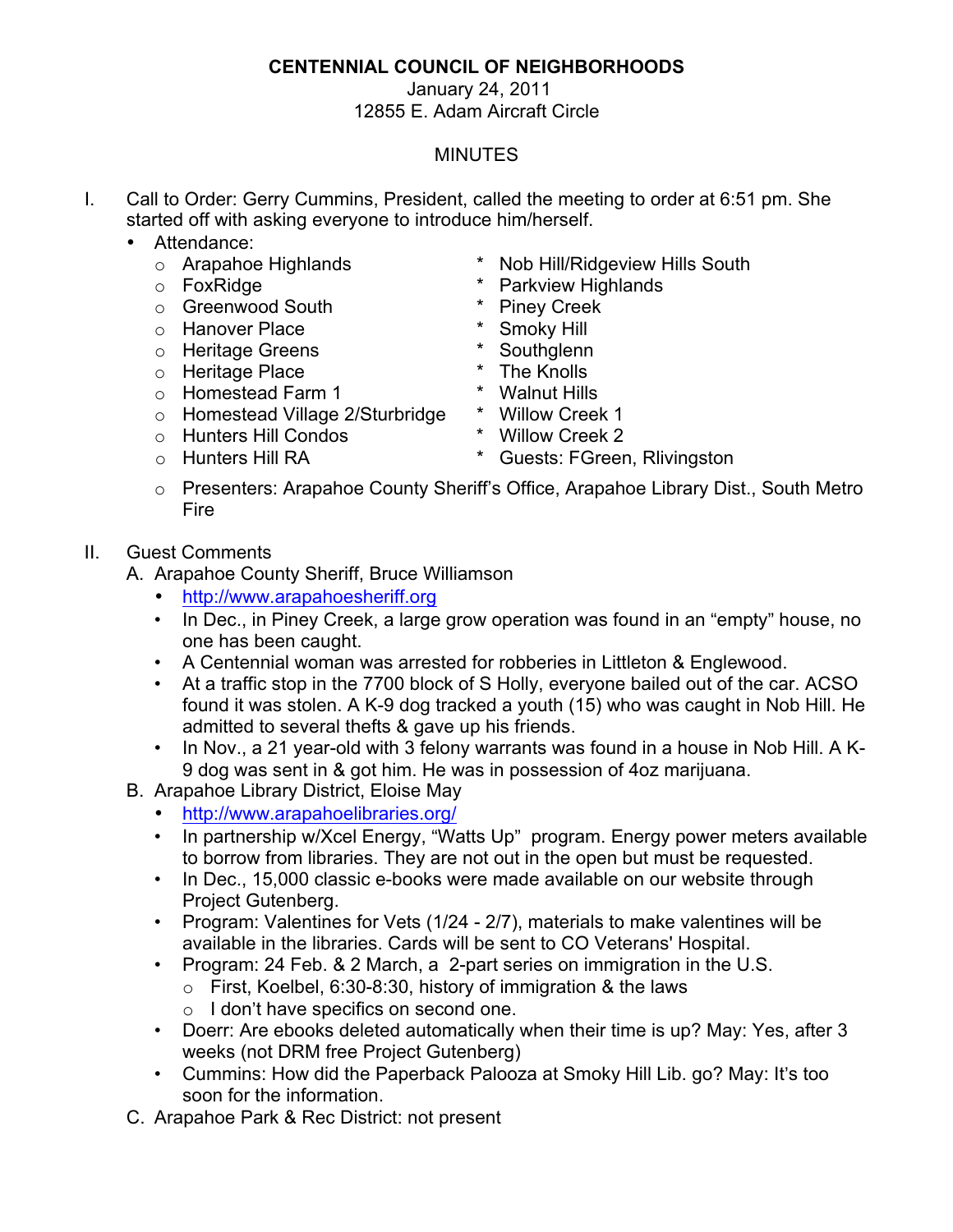# CENTENNIAL COUNCIL OF NEIGHBORHOODS

January 24, 2011
12855 E. Adam Aircraft Circle

MINUTES

I. Call to Order: Gerry Cummins, President, called the meeting to order at 6:51 pm. She started off with asking everyone to introduce him/herself.
   - Attendance:
     - Arapahoe Highlands
     - FoxRidge
     - Greenwood South
     - Hanover Place
     - Heritage Greens
     - Heritage Place
     - Homestead Farm 1
     - Homestead Village 2/Sturbridge
     - Hunters Hill Condos
     - Hunters Hill RA
     - Nob Hill/Ridgeview Hills South
     - Parkview Highlands
     - Piney Creek
     - Smoky Hill
     - Southglenn
     - The Knolls
     - Walnut Hills
     - Willow Creek 1
     - Willow Creek 2
     - Guests: FGreen, Rlivingston
     - Presenters: Arapahoe County Sheriff's Office, Arapahoe Library Dist., South Metro Fire

II. Guest Comments
   A. Arapahoe County Sheriff, Bruce Williamson
      - http://www.arapahoesheriff.org
      - In Dec., in Piney Creek, a large grow operation was found in an "empty" house, no one has been caught.
      - A Centennial woman was arrested for robberies in Littleton & Englewood.
      - At a traffic stop in the 7700 block of S Holly, everyone bailed out of the car. ACSO found it was stolen. A K-9 dog tracked a youth (15) who was caught in Nob Hill. He admitted to several thefts & gave up his friends.
      - In Nov., a 21 year-old with 3 felony warrants was found in a house in Nob Hill. A K-9 dog was sent in & got him. He was in possession of 4oz marijuana.

   B. Arapahoe Library District, Eloise May
      - http://www.arapahoelibraries.org/
      - In partnership w/Xcel Energy, "Watts Up" program. Energy power meters available to borrow from libraries. They are not out in the open but must be requested.
      - In Dec., 15,000 classic e-books were made available on our website through Project Gutenberg.
      - Program: Valentines for Vets (1/24 - 2/7), materials to make valentines will be available in the libraries. Cards will be sent to CO Veterans' Hospital.
      - Program: 24 Feb. & 2 March, a 2-part series on immigration in the U.S.
        - First, Koelbel, 6:30-8:30, history of immigration & the laws
        - I don't have specifics on second one.
      - Doerr: Are ebooks deleted automatically when their time is up? May: Yes, after 3 weeks (not DRM free Project Gutenberg)
      - Cummins: How did the Paperback Palooza at Smoky Hill Lib. go? May: It's too soon for the information.

   C. Arapahoe Park & Rec District: not present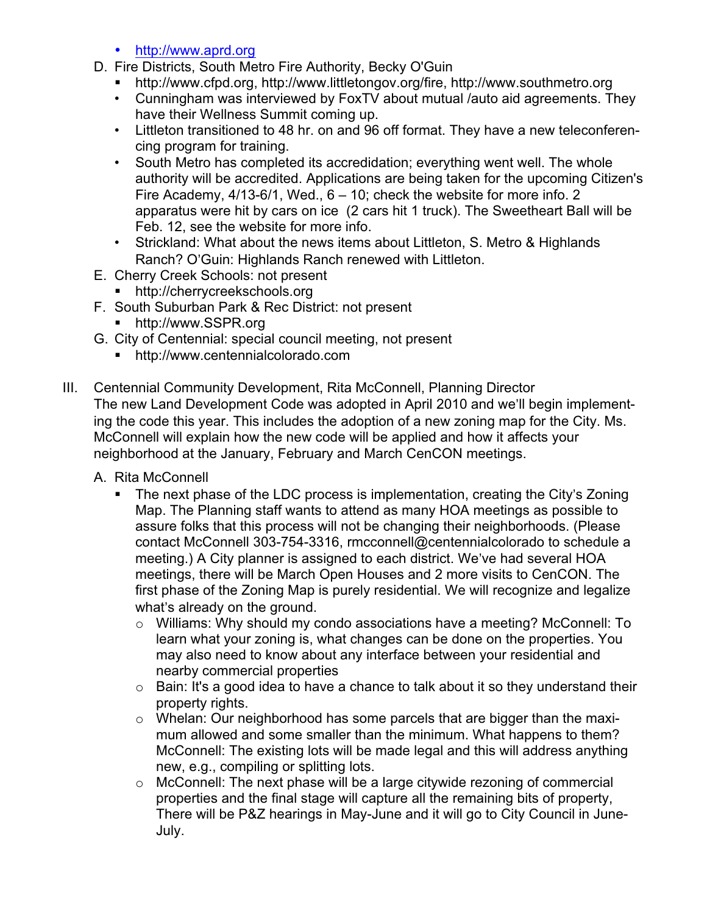- http://www.aprd.org

D. Fire Districts, South Metro Fire Authority, Becky O'Guin
   - http://www.cfpd.org, http://www.littletongov.org/fire, http://www.southmetro.org
   - Cunningham was interviewed by FoxTV about mutual /auto aid agreements. They have their Wellness Summit coming up.
   - Littleton transitioned to 48 hr. on and 96 off format. They have a new teleconferencing program for training.
   - South Metro has completed its accredidation; everything went well. The whole authority will be accredited. Applications are being taken for the upcoming Citizen's Fire Academy, 4/13-6/1, Wed., 6 – 10; check the website for more info. 2 apparatus were hit by cars on ice (2 cars hit 1 truck). The Sweetheart Ball will be Feb. 12, see the website for more info.
   - Strickland: What about the news items about Littleton, S. Metro & Highlands Ranch? O'Guin: Highlands Ranch renewed with Littleton.

E. Cherry Creek Schools: not present
   - http://cherrycreekschools.org

F. South Suburban Park & Rec District: not present
   - http://www.SSPR.org

G. City of Centennial: special council meeting, not present
   - http://www.centennialcolorado.com

III. Centennial Community Development, Rita McConnell, Planning Director

The new Land Development Code was adopted in April 2010 and we'll begin implementing the code this year. This includes the adoption of a new zoning map for the City. Ms. McConnell will explain how the new code will be applied and how it affects your neighborhood at the January, February and March CenCON meetings.

A. Rita McConnell
   - The next phase of the LDC process is implementation, creating the City's Zoning Map. The Planning staff wants to attend as many HOA meetings as possible to assure folks that this process will not be changing their neighborhoods. (Please contact McConnell 303-754-3316, rmcconnell@centennialcolorado to schedule a meeting.) A City planner is assigned to each district. We've had several HOA meetings, there will be March Open Houses and 2 more visits to CenCON. The first phase of the Zoning Map is purely residential. We will recognize and legalize what's already on the ground.
     - Williams: Why should my condo associations have a meeting? McConnell: To learn what your zoning is, what changes can be done on the properties. You may also need to know about any interface between your residential and nearby commercial properties
     - Bain: It's a good idea to have a chance to talk about it so they understand their property rights.
     - Whelan: Our neighborhood has some parcels that are bigger than the maximum allowed and some smaller than the minimum. What happens to them? McConnell: The existing lots will be made legal and this will address anything new, e.g., compiling or splitting lots.
     - McConnell: The next phase will be a large citywide rezoning of commercial properties and the final stage will capture all the remaining bits of property, There will be P&Z hearings in May-June and it will go to City Council in June-July.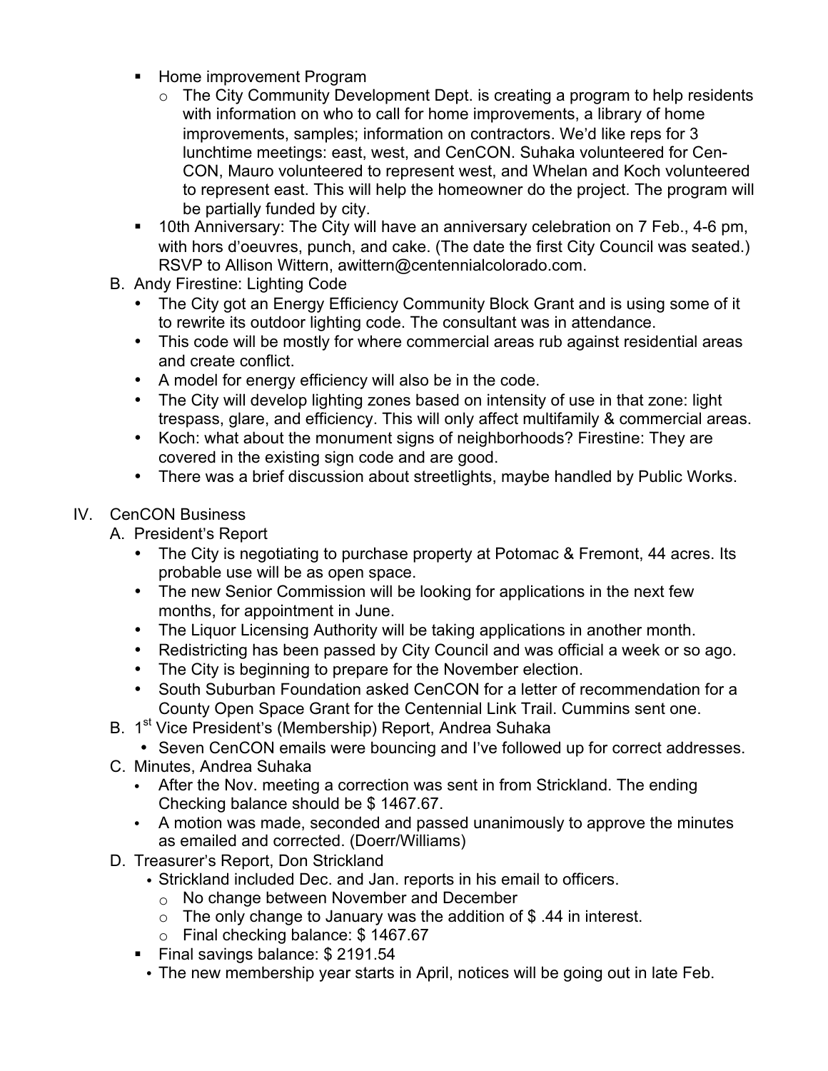- Home improvement Program
  - The City Community Development Dept. is creating a program to help residents with information on who to call for home improvements, a library of home improvements, samples; information on contractors. We'd like reps for 3 lunchtime meetings: east, west, and CenCON. Suhaka volunteered for Cen-CON, Mauro volunteered to represent west, and Whelan and Koch volunteered to represent east. This will help the homeowner do the project. The program will be partially funded by city.
- 10th Anniversary: The City will have an anniversary celebration on 7 Feb., 4-6 pm, with hors d'oeuvres, punch, and cake. (The date the first City Council was seated.) RSVP to Allison Wittern, awittern@centennialcolorado.com.

B. Andy Firestine: Lighting Code

- The City got an Energy Efficiency Community Block Grant and is using some of it to rewrite its outdoor lighting code. The consultant was in attendance.
- This code will be mostly for where commercial areas rub against residential areas and create conflict.
- A model for energy efficiency will also be in the code.
- The City will develop lighting zones based on intensity of use in that zone: light trespass, glare, and efficiency. This will only affect multifamily & commercial areas.
- Koch: what about the monument signs of neighborhoods? Firestine: They are covered in the existing sign code and are good.
- There was a brief discussion about streetlights, maybe handled by Public Works.

IV. CenCON Business

A. President's Report

- The City is negotiating to purchase property at Potomac & Fremont, 44 acres. Its probable use will be as open space.
- The new Senior Commission will be looking for applications in the next few months, for appointment in June.
- The Liquor Licensing Authority will be taking applications in another month.
- Redistricting has been passed by City Council and was official a week or so ago.
- The City is beginning to prepare for the November election.
- South Suburban Foundation asked CenCON for a letter of recommendation for a County Open Space Grant for the Centennial Link Trail. Cummins sent one.

B. 1st Vice President's (Membership) Report, Andrea Suhaka

- Seven CenCON emails were bouncing and I've followed up for correct addresses.

C. Minutes, Andrea Suhaka

- After the Nov. meeting a correction was sent in from Strickland. The ending Checking balance should be $ 1467.67.
- A motion was made, seconded and passed unanimously to approve the minutes as emailed and corrected. (Doerr/Williams)

D. Treasurer's Report, Don Strickland

- Strickland included Dec. and Jan. reports in his email to officers.
  - No change between November and December
  - The only change to January was the addition of $ .44 in interest.
  - Final checking balance: $ 1467.67
- Final savings balance: $ 2191.54
- The new membership year starts in April, notices will be going out in late Feb.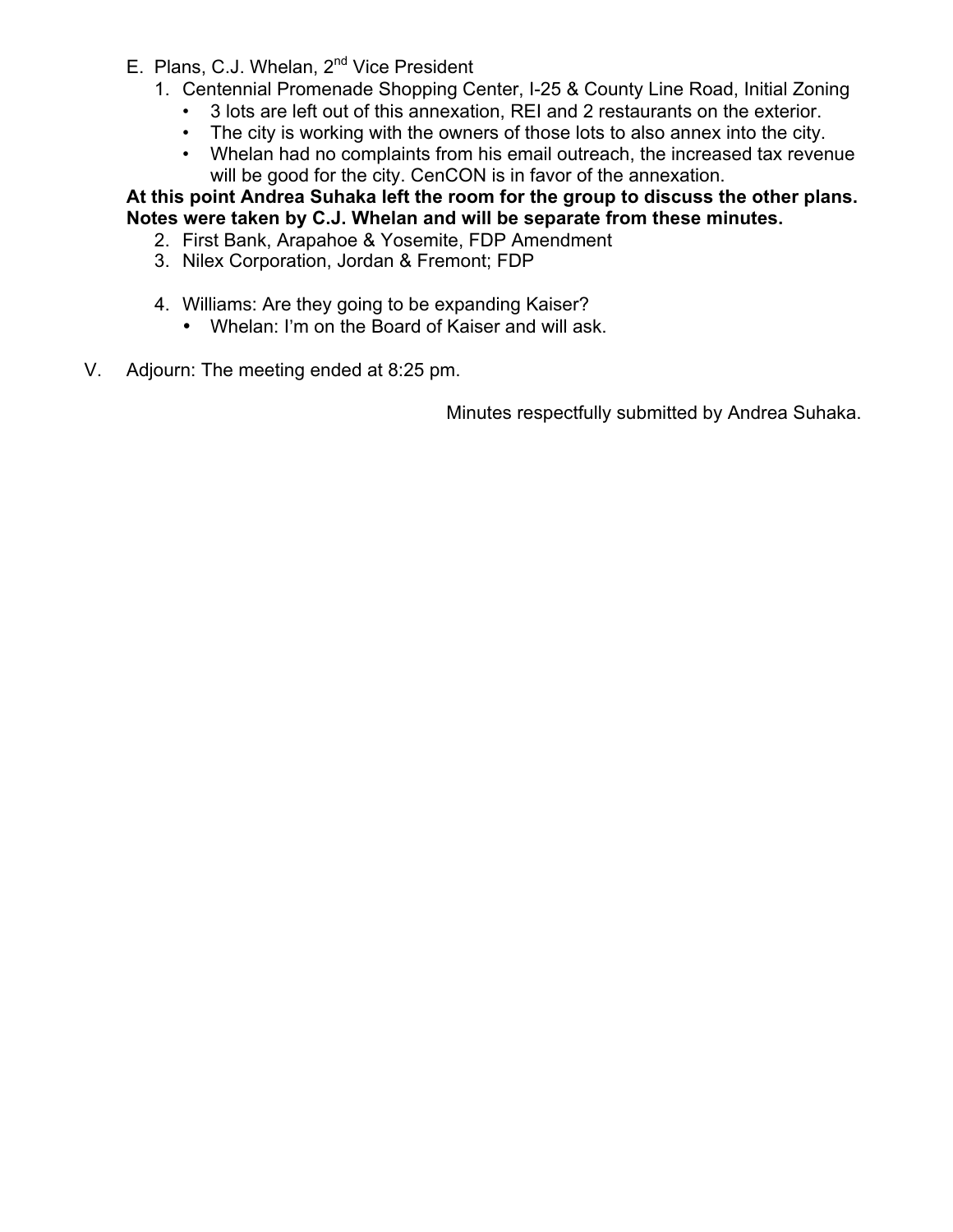E. Plans, C.J. Whelan, 2nd Vice President
   1. Centennial Promenade Shopping Center, I-25 & County Line Road, Initial Zoning
      - 3 lots are left out of this annexation, REI and 2 restaurants on the exterior.
      - The city is working with the owners of those lots to also annex into the city.
      - Whelan had no complaints from his email outreach, the increased tax revenue will be good for the city. CenCON is in favor of the annexation.

**At this point Andrea Suhaka left the room for the group to discuss the other plans. Notes were taken by C.J. Whelan and will be separate from these minutes.**

   2. First Bank, Arapahoe & Yosemite, FDP Amendment
   3. Nilex Corporation, Jordan & Fremont; FDP

   4. Williams: Are they going to be expanding Kaiser?
      - Whelan: I'm on the Board of Kaiser and will ask.

V. Adjourn: The meeting ended at 8:25 pm.

Minutes respectfully submitted by Andrea Suhaka.